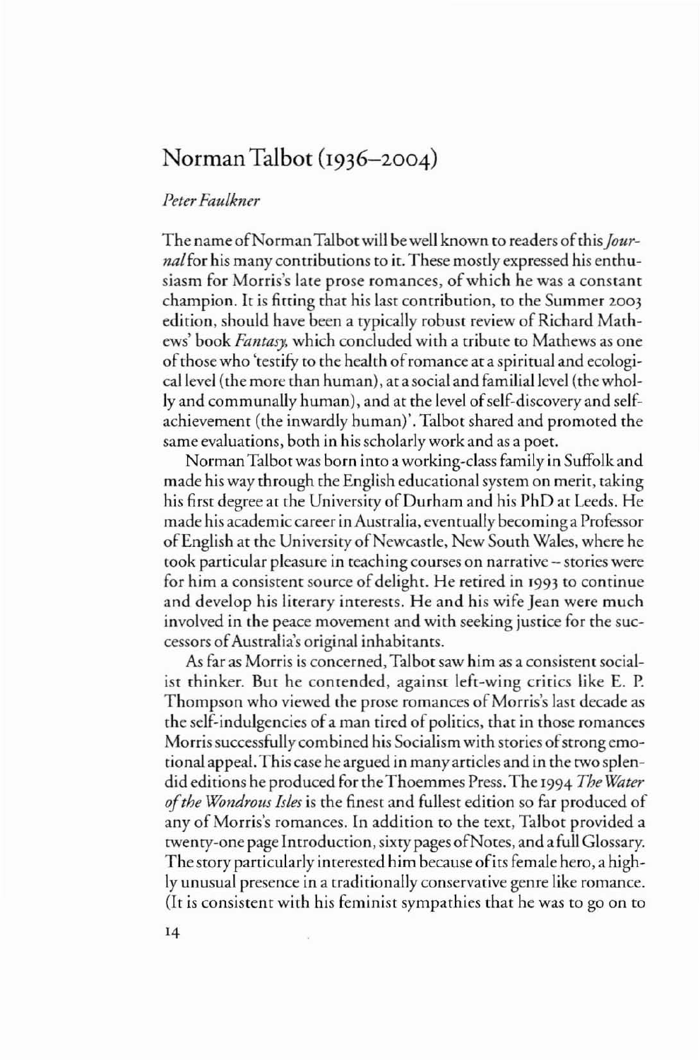# Norman Talbot (1936–2004)

*Peter Faulkner*

The name of Norman Talbot will be well known to readers of this *Journal* for his many contributions to it. These mostly expressed his enthusiasm for Morris's late prose romances, of which he was a constant champion. It is fitting that his last contribution, to the Summer 2003 edition, should have been a typically robust review of Richard Mathews' book *Fantasy*, which concluded with a tribute to Mathews as one of those who 'testify to the health of romance at a spiritual and ecological level (the more than human), at a social and familial level (the wholly and communally human), and at the level of self-discovery and self-achievement (the inwardly human)'. Talbot shared and promoted the same evaluations, both in his scholarly work and as a poet.

Norman Talbot was born into a working-class family in Suffolk and made his way through the English educational system on merit, taking his first degree at the University of Durham and his PhD at Leeds. He made his academic career in Australia, eventually becoming a Professor of English at the University of Newcastle, New South Wales, where he took particular pleasure in teaching courses on narrative – stories were for him a consistent source of delight. He retired in 1993 to continue and develop his literary interests. He and his wife Jean were much involved in the peace movement and with seeking justice for the successors of Australia's original inhabitants.

As far as Morris is concerned, Talbot saw him as a consistent socialist thinker. But he contended, against left-wing critics like E. P. Thompson who viewed the prose romances of Morris's last decade as the self-indulgencies of a man tired of politics, that in those romances Morris successfully combined his Socialism with stories of strong emotional appeal. This case he argued in many articles and in the two splendid editions he produced for the Thoemmes Press. The 1994 *The Water of the Wondrous Isles* is the finest and fullest edition so far produced of any of Morris's romances. In addition to the text, Talbot provided a twenty-one page Introduction, sixty pages of Notes, and a full Glossary. The story particularly interested him because of its female hero, a highly unusual presence in a traditionally conservative genre like romance. (It is consistent with his feminist sympathies that he was to go on to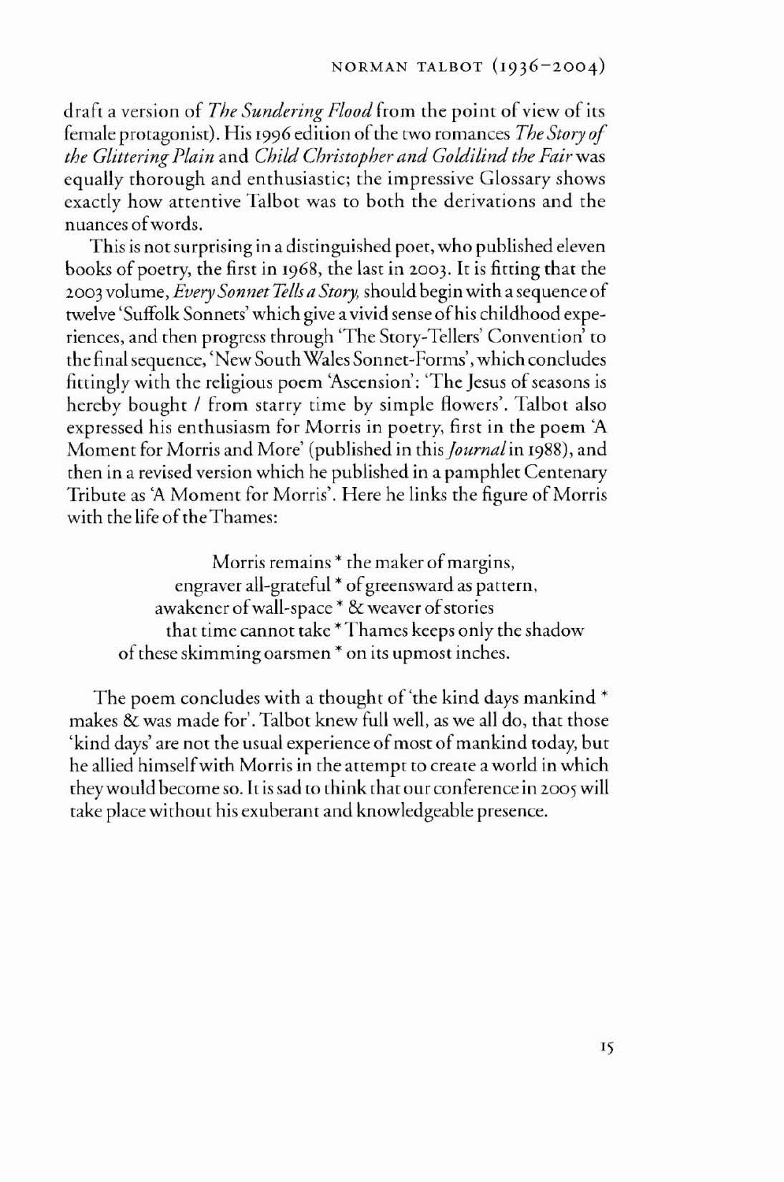draft a version of *The Sundering Flood* from the point of view of its female protagonist). His 1996 edition of the two romances *The Story of the Glittering Plain* and *Child Christopher and Goldilind the Fair* was equally thorough and enthusiastic; the impressive Glossary shows exactly how attentive Talbot was to both the derivations and the nuances of words.

This is not surprising in a distinguished poet, who published eleven books of poetry, the first in 1968, the last in 2003. It is fitting that the 2003 volume, *Every Sonnet Tells a Story*, should begin with a sequence of twelve 'Suffolk Sonnets' which give a vivid sense of his childhood experiences, and then progress through 'The Story-Tellers' Convention' to the final sequence, 'New South Wales Sonnet-Forms', which concludes fittingly with the religious poem 'Ascension': 'The Jesus of seasons is hereby bought / from starry time by simple flowers'. Talbot also expressed his enthusiasm for Morris in poetry, first in the poem 'A Moment for Morris and More' (published in this *Journal* in 1988), and then in a revised version which he published in a pamphlet Centenary Tribute as 'A Moment for Morris'. Here he links the figure of Morris with the life of the Thames:

> Morris remains * the maker of margins,
> engraver all-grateful * of greensward as pattern,
> awakener of wall-space * & weaver of stories
> that time cannot take * Thames keeps only the shadow
> of these skimming oarsmen * on its upmost inches.

The poem concludes with a thought of 'the kind days mankind * makes & was made for'. Talbot knew full well, as we all do, that those 'kind days' are not the usual experience of most of mankind today, but he allied himself with Morris in the attempt to create a world in which they would become so. It is sad to think that our conference in 2005 will take place without his exuberant and knowledgeable presence.